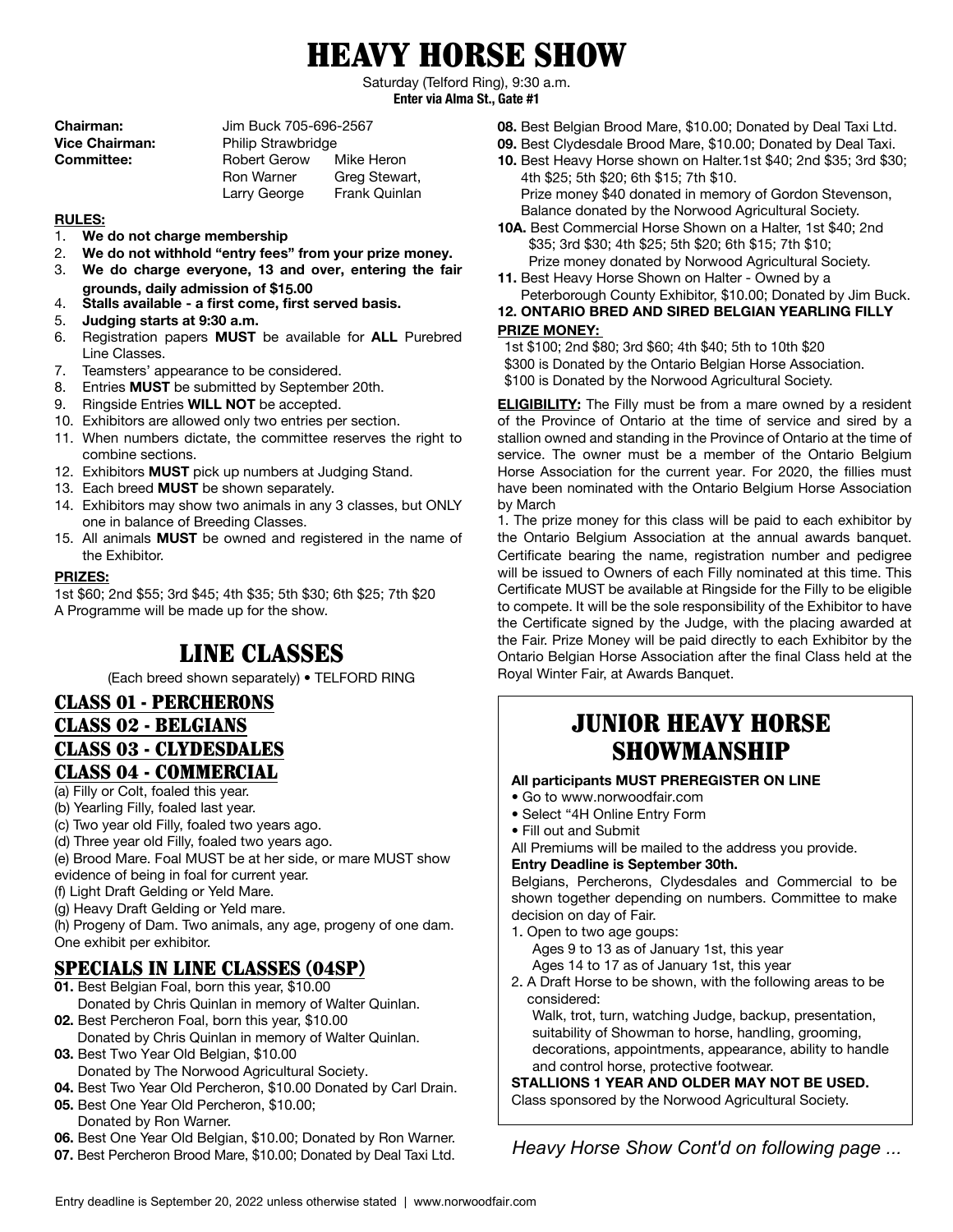# HEAVY HORSE SHOW

Saturday (Telford Ring), 9:30 a.m.
**Enter via Alma St., Gate #1**

| | | |
|---|---|---|
| **Chairman:** | Jim Buck 705-696-2567 | |
| **Vice Chairman:** | Philip Strawbridge | |
| **Committee:** | Robert Gerow | Mike Heron |
| | Ron Warner | Greg Stewart, |
| | Larry George | Frank Quinlan |

**RULES:**

1. **We do not charge membership**
2. **We do not withhold "entry fees" from your prize money.**
3. **We do charge everyone, 13 and over, entering the fair grounds, daily admission of $15.00**
4. **Stalls available - a first come, first served basis.**
5. **Judging starts at 9:30 a.m.**
6. Registration papers **MUST** be available for **ALL** Purebred Line Classes.
7. Teamsters' appearance to be considered.
8. Entries **MUST** be submitted by September 20th.
9. Ringside Entries **WILL NOT** be accepted.
10. Exhibitors are allowed only two entries per section.
11. When numbers dictate, the committee reserves the right to combine sections.
12. Exhibitors **MUST** pick up numbers at Judging Stand.
13. Each breed **MUST** be shown separately.
14. Exhibitors may show two animals in any 3 classes, but ONLY one in balance of Breeding Classes.
15. All animals **MUST** be owned and registered in the name of the Exhibitor.

**PRIZES:**

1st $60; 2nd $55; 3rd $45; 4th $35; 5th $30; 6th $25; 7th $20
A Programme will be made up for the show.

## LINE CLASSES

(Each breed shown separately) • TELFORD RING

### CLASS 01 - PERCHERONS
### CLASS 02 - BELGIANS
### CLASS 03 - CLYDESDALES
### CLASS 04 - COMMERCIAL

(a) Filly or Colt, foaled this year.
(b) Yearling Filly, foaled last year.
(c) Two year old Filly, foaled two years ago.
(d) Three year old Filly, foaled two years ago.
(e) Brood Mare. Foal MUST be at her side, or mare MUST show evidence of being in foal for current year.
(f) Light Draft Gelding or Yeld Mare.
(g) Heavy Draft Gelding or Yeld mare.
(h) Progeny of Dam. Two animals, any age, progeny of one dam. One exhibit per exhibitor.

### SPECIALS IN LINE CLASSES (04SP)

**01.** Best Belgian Foal, born this year, $10.00
Donated by Chris Quinlan in memory of Walter Quinlan.
**02.** Best Percheron Foal, born this year, $10.00
Donated by Chris Quinlan in memory of Walter Quinlan.
**03.** Best Two Year Old Belgian, $10.00
Donated by The Norwood Agricultural Society.
**04.** Best Two Year Old Percheron, $10.00 Donated by Carl Drain.
**05.** Best One Year Old Percheron, $10.00;
Donated by Ron Warner.
**06.** Best One Year Old Belgian, $10.00; Donated by Ron Warner.
**07.** Best Percheron Brood Mare, $10.00; Donated by Deal Taxi Ltd.
**08.** Best Belgian Brood Mare, $10.00; Donated by Deal Taxi Ltd.
**09.** Best Clydesdale Brood Mare, $10.00; Donated by Deal Taxi.
**10.** Best Heavy Horse shown on Halter.1st $40; 2nd $35; 3rd $30; 4th $25; 5th $20; 6th $15; 7th $10.
Prize money $40 donated in memory of Gordon Stevenson, Balance donated by the Norwood Agricultural Society.
**10A.** Best Commercial Horse Shown on a Halter, 1st $40; 2nd $35; 3rd $30; 4th $25; 5th $20; 6th $15; 7th $10;
Prize money donated by Norwood Agricultural Society.
**11.** Best Heavy Horse Shown on Halter - Owned by a Peterborough County Exhibitor, $10.00; Donated by Jim Buck.

**12. ONTARIO BRED AND SIRED BELGIAN YEARLING FILLY**

**PRIZE MONEY:**

1st $100; 2nd $80; 3rd $60; 4th $40; 5th to 10th $20
$300 is Donated by the Ontario Belgian Horse Association.
$100 is Donated by the Norwood Agricultural Society.

**ELIGIBILITY:** The Filly must be from a mare owned by a resident of the Province of Ontario at the time of service and sired by a stallion owned and standing in the Province of Ontario at the time of service. The owner must be a member of the Ontario Belgium Horse Association for the current year. For 2020, the fillies must have been nominated with the Ontario Belgium Horse Association by March

1. The prize money for this class will be paid to each exhibitor by the Ontario Belgium Association at the annual awards banquet. Certificate bearing the name, registration number and pedigree will be issued to Owners of each Filly nominated at this time. This Certificate MUST be available at Ringside for the Filly to be eligible to compete. It will be the sole responsibility of the Exhibitor to have the Certificate signed by the Judge, with the placing awarded at the Fair. Prize Money will be paid directly to each Exhibitor by the Ontario Belgian Horse Association after the final Class held at the Royal Winter Fair, at Awards Banquet.

## JUNIOR HEAVY HORSE SHOWMANSHIP

**All participants MUST PREREGISTER ON LINE**

- Go to www.norwoodfair.com
- Select "4H Online Entry Form
- Fill out and Submit

All Premiums will be mailed to the address you provide.

**Entry Deadline is September 30th.**

Belgians, Percherons, Clydesdales and Commercial to be shown together depending on numbers. Committee to make decision on day of Fair.

1. Open to two age goups:
   Ages 9 to 13 as of January 1st, this year
   Ages 14 to 17 as of January 1st, this year
2. A Draft Horse to be shown, with the following areas to be considered:
   Walk, trot, turn, watching Judge, backup, presentation, suitability of Showman to horse, handling, grooming, decorations, appointments, appearance, ability to handle and control horse, protective footwear.

**STALLIONS 1 YEAR AND OLDER MAY NOT BE USED.**
Class sponsored by the Norwood Agricultural Society.

*Heavy Horse Show Cont'd on following page ...*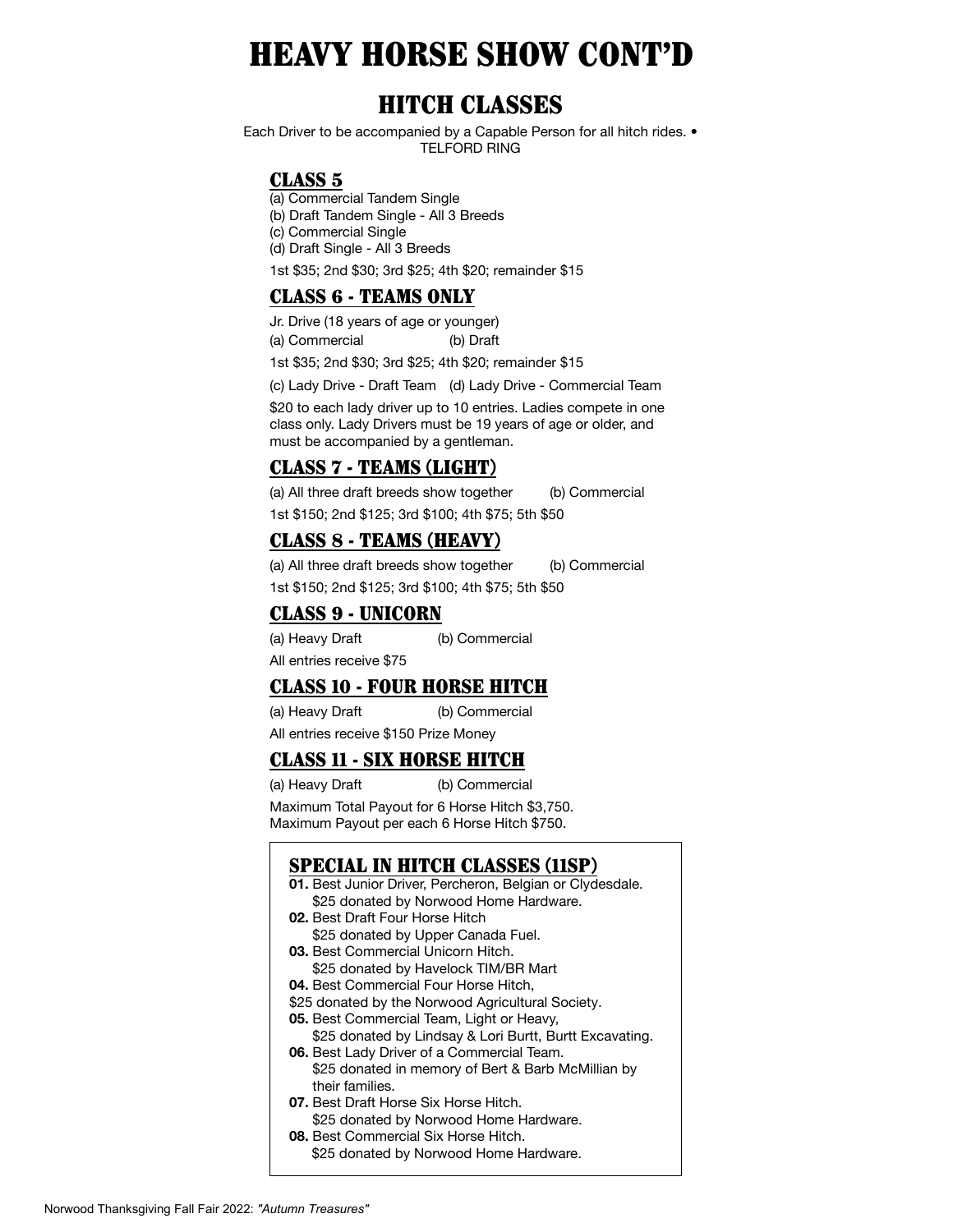# HEAVY HORSE SHOW CONT'D

## HITCH CLASSES

Each Driver to be accompanied by a Capable Person for all hitch rides. • TELFORD RING

### CLASS 5

(a) Commercial Tandem Single
(b) Draft Tandem Single - All 3 Breeds
(c) Commercial Single
(d) Draft Single - All 3 Breeds

1st $35; 2nd $30; 3rd $25; 4th $20; remainder $15

### CLASS 6 - TEAMS ONLY

Jr. Drive (18 years of age or younger)

(a) Commercial (b) Draft

1st $35; 2nd $30; 3rd $25; 4th $20; remainder $15

(c) Lady Drive - Draft Team (d) Lady Drive - Commercial Team

$20 to each lady driver up to 10 entries. Ladies compete in one class only. Lady Drivers must be 19 years of age or older, and must be accompanied by a gentleman.

### CLASS 7 - TEAMS (LIGHT)

(a) All three draft breeds show together (b) Commercial

1st $150; 2nd $125; 3rd $100; 4th $75; 5th $50

### CLASS 8 - TEAMS (HEAVY)

(a) All three draft breeds show together (b) Commercial

1st $150; 2nd $125; 3rd $100; 4th $75; 5th $50

### CLASS 9 - UNICORN

(a) Heavy Draft (b) Commercial

All entries receive $75

### CLASS 10 - FOUR HORSE HITCH

(a) Heavy Draft (b) Commercial

All entries receive $150 Prize Money

### CLASS 11 - SIX HORSE HITCH

(a) Heavy Draft (b) Commercial

Maximum Total Payout for 6 Horse Hitch $3,750.
Maximum Payout per each 6 Horse Hitch $750.

### SPECIAL IN HITCH CLASSES (11SP)

**01.** Best Junior Driver, Percheron, Belgian or Clydesdale.
$25 donated by Norwood Home Hardware.
**02.** Best Draft Four Horse Hitch
$25 donated by Upper Canada Fuel.
**03.** Best Commercial Unicorn Hitch.
$25 donated by Havelock TIM/BR Mart
**04.** Best Commercial Four Horse Hitch,
$25 donated by the Norwood Agricultural Society.
**05.** Best Commercial Team, Light or Heavy,
$25 donated by Lindsay & Lori Burtt, Burtt Excavating.
**06.** Best Lady Driver of a Commercial Team.
$25 donated in memory of Bert & Barb McMillian by their families.
**07.** Best Draft Horse Six Horse Hitch.
$25 donated by Norwood Home Hardware.
**08.** Best Commercial Six Horse Hitch.
$25 donated by Norwood Home Hardware.